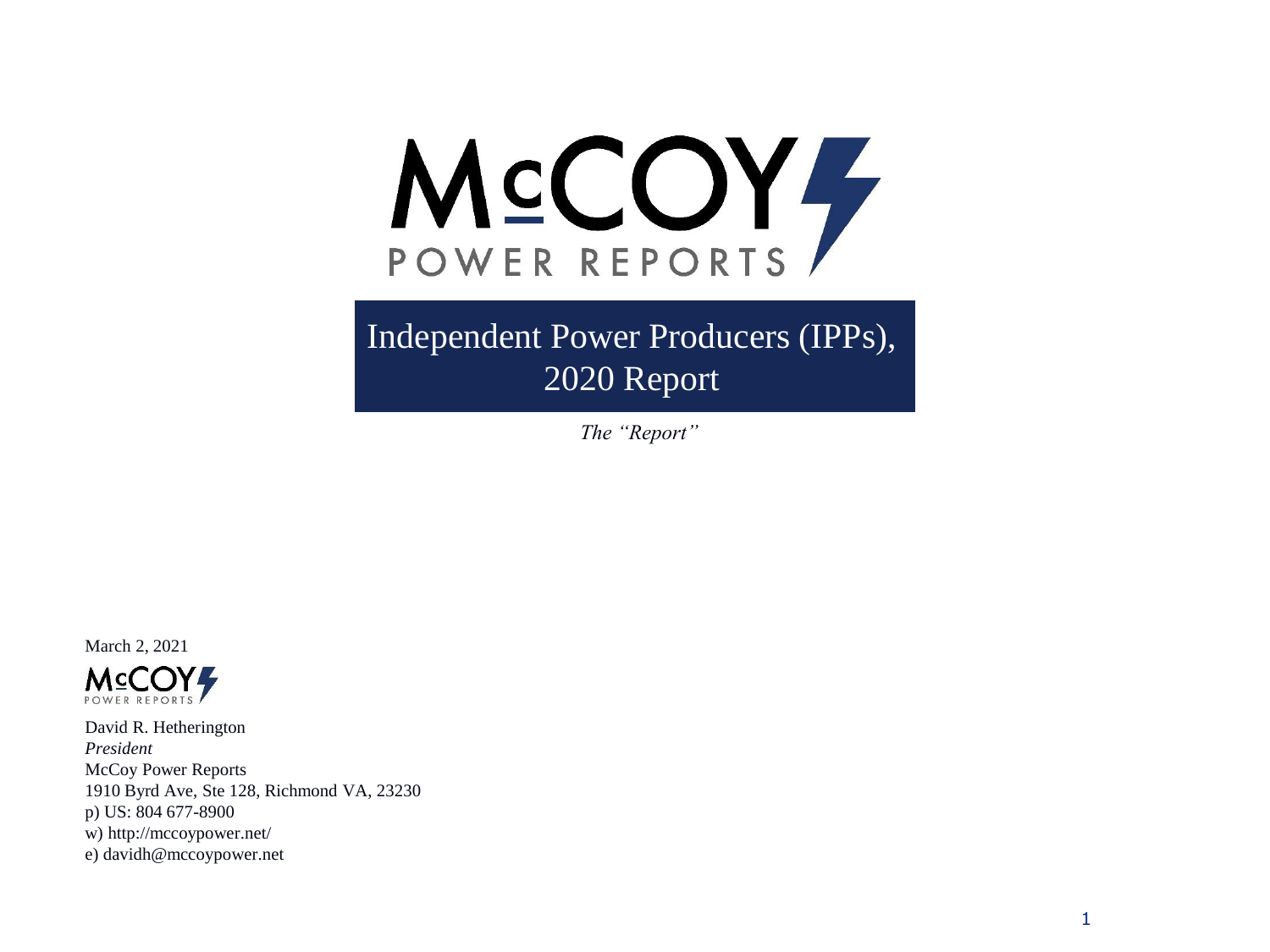McCOY

POWER REPORTS

# Independent Power Producers (IPPs), 2020 Report

*The "Report"*

March 2, 2021

McCOY
POWER REPORTS

David R. Hetherington
*President*
McCoy Power Reports
1910 Byrd Ave, Ste 128, Richmond VA, 23230
p) US: 804 677-8900
w) http://mccoypower.net/
e) davidh@mccoypower.net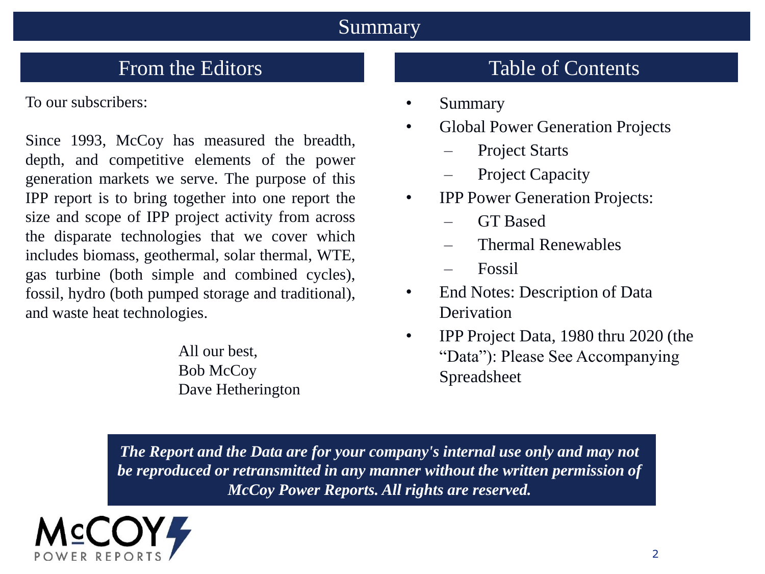# Summary

## From the Editors

To our subscribers:

Since 1993, McCoy has measured the breadth, depth, and competitive elements of the power generation markets we serve. The purpose of this IPP report is to bring together into one report the size and scope of IPP project activity from across the disparate technologies that we cover which includes biomass, geothermal, solar thermal, WTE, gas turbine (both simple and combined cycles), fossil, hydro (both pumped storage and traditional), and waste heat technologies.

All our best,
Bob McCoy
Dave Hetherington

## Table of Contents

- Summary
- Global Power Generation Projects
  - Project Starts
  - Project Capacity
- IPP Power Generation Projects:
  - GT Based
  - Thermal Renewables
  - Fossil
- End Notes: Description of Data Derivation
- IPP Project Data, 1980 thru 2020 (the "Data"): Please See Accompanying Spreadsheet

***The Report and the Data are for your company's internal use only and may not be reproduced or retransmitted in any manner without the written permission of McCoy Power Reports. All rights are reserved.***

McCOY POWER REPORTS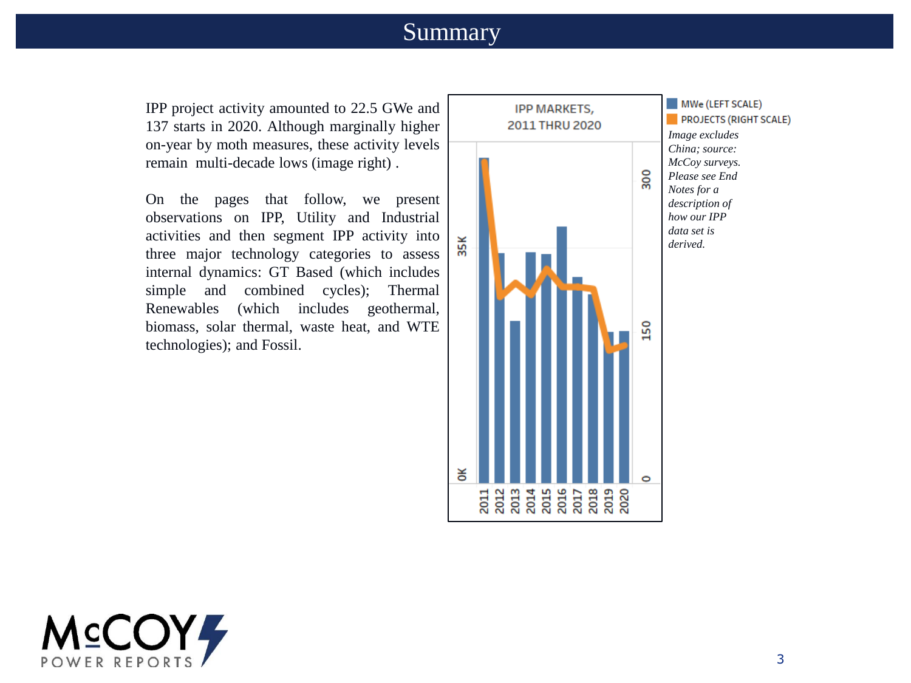# Summary

IPP project activity amounted to 22.5 GWe and 137 starts in 2020. Although marginally higher on-year by moth measures, these activity levels remain multi-decade lows (image right) .

On the pages that follow, we present observations on IPP, Utility and Industrial activities and then segment IPP activity into three major technology categories to assess internal dynamics: GT Based (which includes simple and combined cycles); Thermal Renewables (which includes geothermal, biomass, solar thermal, waste heat, and WTE technologies); and Fossil.

IPP MARKETS,
2011 THRU 2020

35K
0K
300
150
0

2011
2012
2013
2014
2015
2016
2017
2018
2019
2020

MWe (LEFT SCALE)
PROJECTS (RIGHT SCALE)

*Image excludes China; source: McCoy surveys. Please see End Notes for a description of how our IPP data set is derived.*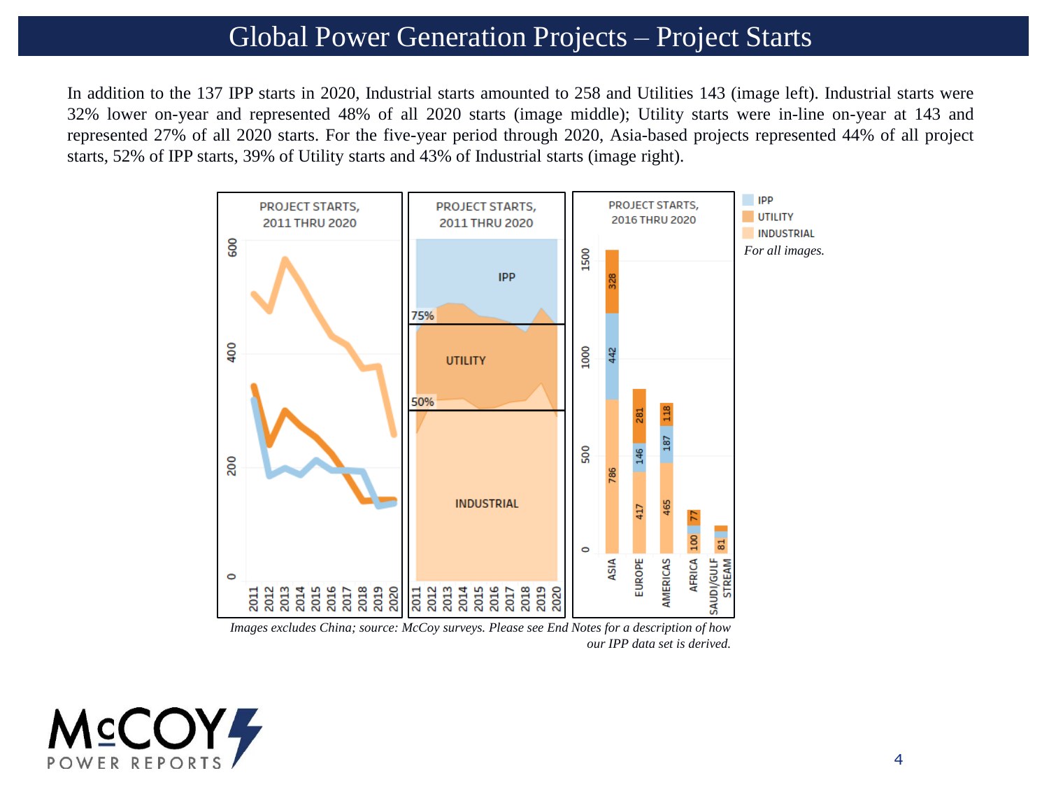# Global Power Generation Projects – Project Starts

In addition to the 137 IPP starts in 2020, Industrial starts amounted to 258 and Utilities 143 (image left). Industrial starts were 32% lower on-year and represented 48% of all 2020 starts (image middle); Utility starts were in-line on-year at 143 and represented 27% of all 2020 starts. For the five-year period through 2020, Asia-based projects represented 44% of all project starts, 52% of IPP starts, 39% of Utility starts and 43% of Industrial starts (image right).

PROJECT STARTS, 2011 THRU 2020

0
200
400
600

2011 2012 2013 2014 2015 2016 2017 2018 2019 2020

PROJECT STARTS, 2011 THRU 2020

IPP
75%
UTILITY
50%
INDUSTRIAL

2011 2012 2013 2014 2015 2016 2017 2018 2019 2020

PROJECT STARTS, 2016 THRU 2020

0
500
1000
1500

ASIA: 786, 442, 328
EUROPE: 417, 146, 281
AMERICAS: 465, 187, 118
AFRICA: 100, 77
SAUDI/GULF STREAM: 81

IPP
UTILITY
INDUSTRIAL
*For all images.*

*Images excludes China; source: McCoy surveys. Please see End Notes for a description of how our IPP data set is derived.*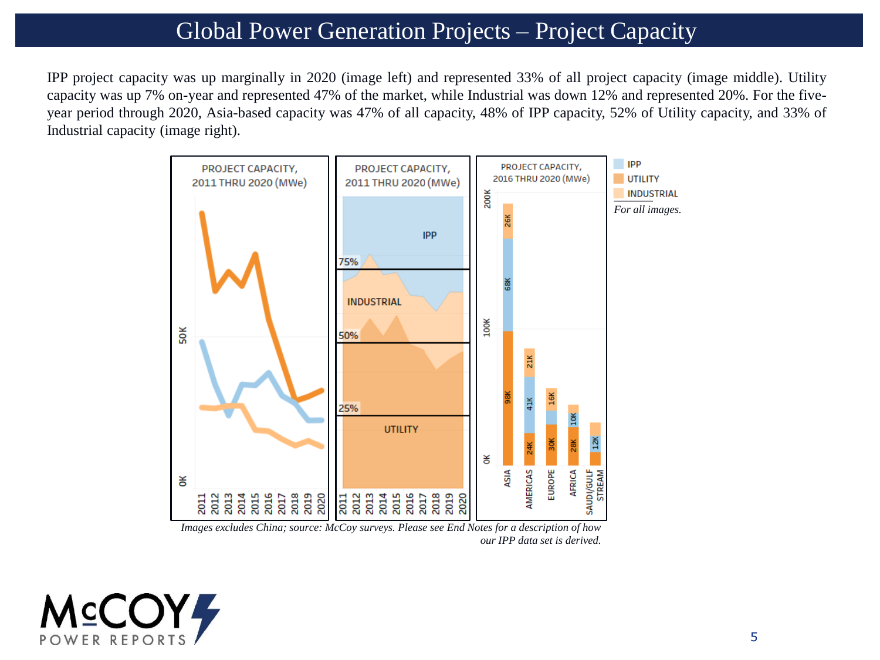# Global Power Generation Projects – Project Capacity

IPP project capacity was up marginally in 2020 (image left) and represented 33% of all project capacity (image middle). Utility capacity was up 7% on-year and represented 47% of the market, while Industrial was down 12% and represented 20%. For the five-year period through 2020, Asia-based capacity was 47% of all capacity, 48% of IPP capacity, 52% of Utility capacity, and 33% of Industrial capacity (image right).

PROJECT CAPACITY, 2011 THRU 2020 (MWe)

0K
50K

2011 2012 2013 2014 2015 2016 2017 2018 2019 2020

PROJECT CAPACITY, 2011 THRU 2020 (MWe)

IPP
75%
INDUSTRIAL
50%
25%
UTILITY

2011 2012 2013 2014 2015 2016 2017 2018 2019 2020

PROJECT CAPACITY, 2016 THRU 2020 (MWe)

0K
100K
200K

ASIA: 26K, 68K, 98K
AMERICAS: 21K, 41K, 24K
EUROPE: 16K, 30K
AFRICA: 10K, 28K
SAUDI/GULF STREAM: 12K

IPP
UTILITY
INDUSTRIAL

*For all images.*

*Images excludes China; source: McCoy surveys. Please see End Notes for a description of how our IPP data set is derived.*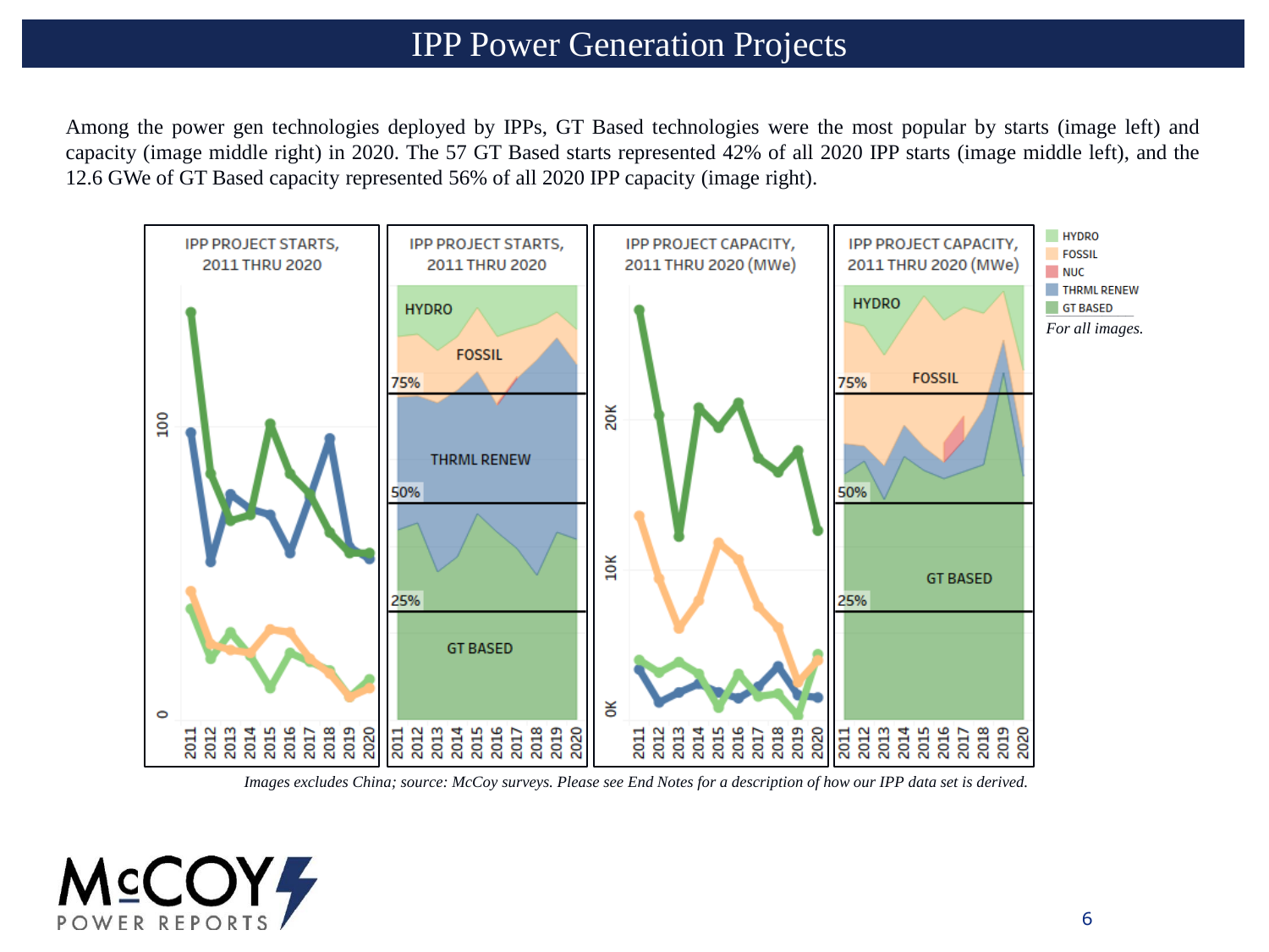# IPP Power Generation Projects

Among the power gen technologies deployed by IPPs, GT Based technologies were the most popular by starts (image left) and capacity (image middle right) in 2020. The 57 GT Based starts represented 42% of all 2020 IPP starts (image middle left), and the 12.6 GWe of GT Based capacity represented 56% of all 2020 IPP capacity (image right).

IPP PROJECT STARTS, 2011 THRU 2020

0
100

2011 2012 2013 2014 2015 2016 2017 2018 2019 2020

IPP PROJECT STARTS, 2011 THRU 2020

HYDRO
FOSSIL
75%
THRML RENEW
50%
25%
GT BASED

2011 2012 2013 2014 2015 2016 2017 2018 2019 2020

IPP PROJECT CAPACITY, 2011 THRU 2020 (MWe)

0K
10K
20K

2011 2012 2013 2014 2015 2016 2017 2018 2019 2020

IPP PROJECT CAPACITY, 2011 THRU 2020 (MWe)

HYDRO
75%
FOSSIL
50%
GT BASED
25%

2011 2012 2013 2014 2015 2016 2017 2018 2019 2020

HYDRO
FOSSIL
NUC
THRML RENEW
GT BASED

*For all images.*

*Images excludes China; source: McCoy surveys. Please see End Notes for a description of how our IPP data set is derived.*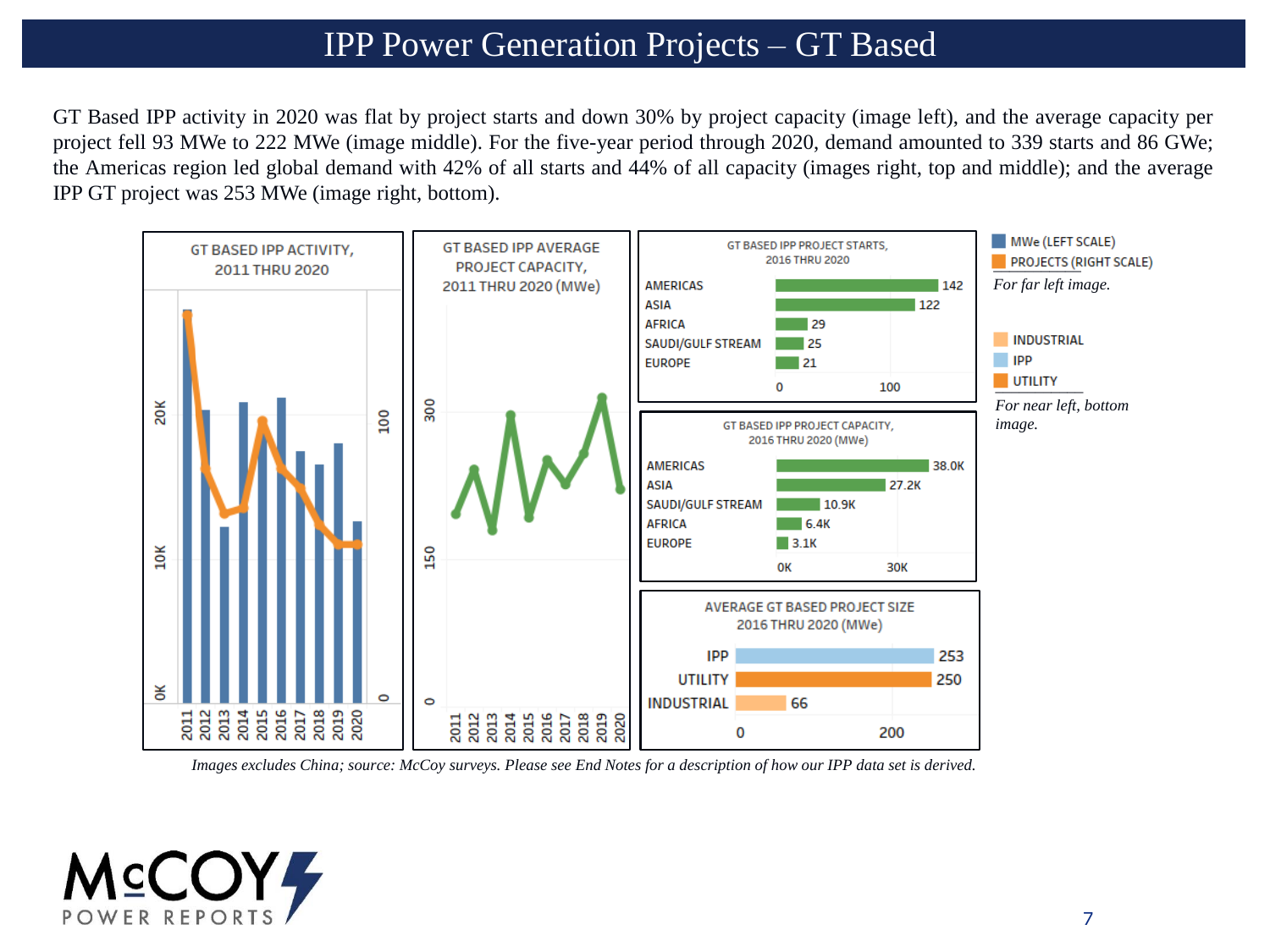# IPP Power Generation Projects – GT Based

GT Based IPP activity in 2020 was flat by project starts and down 30% by project capacity (image left), and the average capacity per project fell 93 MWe to 222 MWe (image middle). For the five-year period through 2020, demand amounted to 339 starts and 86 GWe; the Americas region led global demand with 42% of all starts and 44% of all capacity (images right, top and middle); and the average IPP GT project was 253 MWe (image right, bottom).

GT BASED IPP ACTIVITY, 2011 THRU 2020

0K
10K
20K
0
100
2011
2012
2013
2014
2015
2016
2017
2018
2019
2020

GT BASED IPP AVERAGE PROJECT CAPACITY, 2011 THRU 2020 (MWe)

0
150
300
2011
2012
2013
2014
2015
2016
2017
2018
2019
2020

GT BASED IPP PROJECT STARTS, 2016 THRU 2020

AMERICAS 142
ASIA 122
AFRICA 29
SAUDI/GULF STREAM 25
EUROPE 21
0
100

GT BASED IPP PROJECT CAPACITY, 2016 THRU 2020 (MWe)

AMERICAS 38.0K
ASIA 27.2K
SAUDI/GULF STREAM 10.9K
AFRICA 6.4K
EUROPE 3.1K
0K
30K

AVERAGE GT BASED PROJECT SIZE 2016 THRU 2020 (MWe)

IPP 253
UTILITY 250
INDUSTRIAL 66
0
200

MWe (LEFT SCALE)
PROJECTS (RIGHT SCALE)
*For far left image.*

INDUSTRIAL
IPP
UTILITY
*For near left, bottom image.*

*Images excludes China; source: McCoy surveys. Please see End Notes for a description of how our IPP data set is derived.*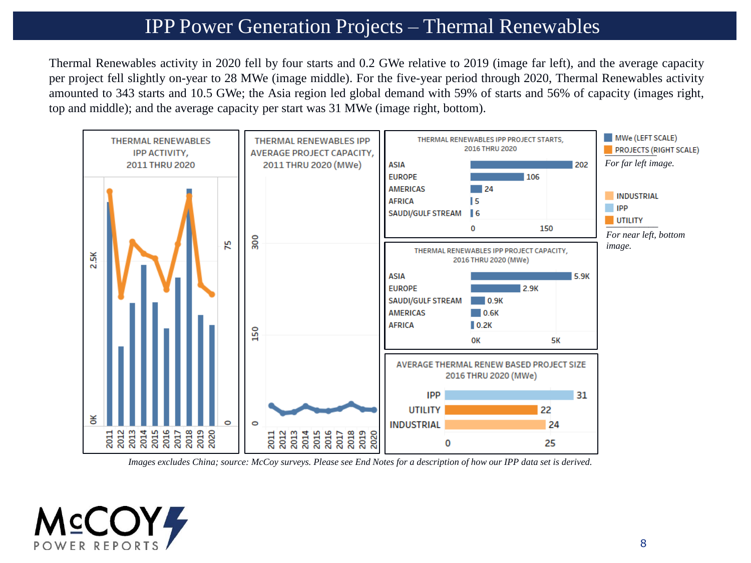# IPP Power Generation Projects – Thermal Renewables

Thermal Renewables activity in 2020 fell by four starts and 0.2 GWe relative to 2019 (image far left), and the average capacity per project fell slightly on-year to 28 MWe (image middle). For the five-year period through 2020, Thermal Renewables activity amounted to 343 starts and 10.5 GWe; the Asia region led global demand with 59% of starts and 56% of capacity (images right, top and middle); and the average capacity per start was 31 MWe (image right, bottom).

THERMAL RENEWABLES IPP ACTIVITY, 2011 THRU 2020

0K
2.5K
0
75
2011
2012
2013
2014
2015
2016
2017
2018
2019
2020

THERMAL RENEWABLES IPP AVERAGE PROJECT CAPACITY, 2011 THRU 2020 (MWe)

0
150
300
2011
2012
2013
2014
2015
2016
2017
2018
2019
2020

THERMAL RENEWABLES IPP PROJECT STARTS, 2016 THRU 2020

ASIA 202
EUROPE 106
AMERICAS 24
AFRICA 5
SAUDI/GULF STREAM 6
0
150

THERMAL RENEWABLES IPP PROJECT CAPACITY, 2016 THRU 2020 (MWe)

ASIA 5.9K
EUROPE 2.9K
SAUDI/GULF STREAM 0.9K
AMERICAS 0.6K
AFRICA 0.2K
0K
5K

AVERAGE THERMAL RENEW BASED PROJECT SIZE 2016 THRU 2020 (MWe)

IPP 31
UTILITY 22
INDUSTRIAL 24
0
25

MWe (LEFT SCALE)
PROJECTS (RIGHT SCALE)
*For far left image.*

INDUSTRIAL
IPP
UTILITY
*For near left, bottom image.*

*Images excludes China; source: McCoy surveys. Please see End Notes for a description of how our IPP data set is derived.*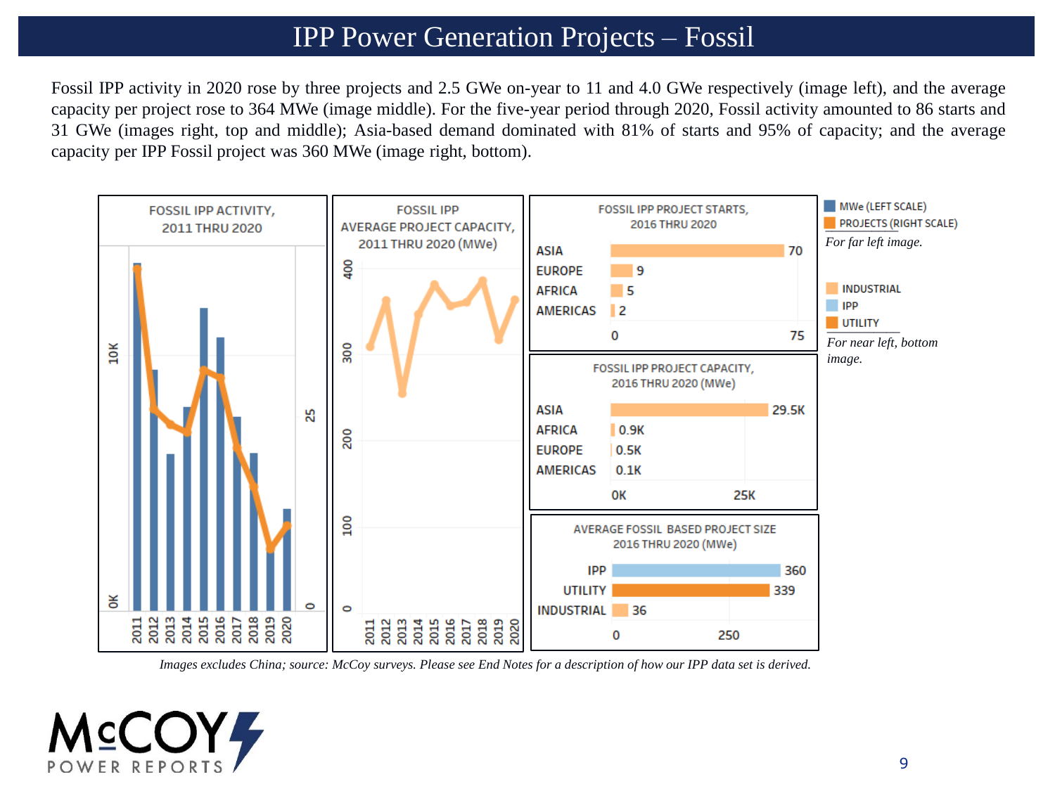# IPP Power Generation Projects – Fossil

Fossil IPP activity in 2020 rose by three projects and 2.5 GWe on-year to 11 and 4.0 GWe respectively (image left), and the average capacity per project rose to 364 MWe (image middle). For the five-year period through 2020, Fossil activity amounted to 86 starts and 31 GWe (images right, top and middle); Asia-based demand dominated with 81% of starts and 95% of capacity; and the average capacity per IPP Fossil project was 360 MWe (image right, bottom).

FOSSIL IPP ACTIVITY, 2011 THRU 2020

0K
10K
0
25
2011
2012
2013
2014
2015
2016
2017
2018
2019
2020

FOSSIL IPP AVERAGE PROJECT CAPACITY, 2011 THRU 2020 (MWe)

0
100
200
300
400
2011
2012
2013
2014
2015
2016
2017
2018
2019
2020

FOSSIL IPP PROJECT STARTS, 2016 THRU 2020

ASIA 70
EUROPE 9
AFRICA 5
AMERICAS 2
0
75

FOSSIL IPP PROJECT CAPACITY, 2016 THRU 2020 (MWe)

ASIA 29.5K
AFRICA 0.9K
EUROPE 0.5K
AMERICAS 0.1K
0K
25K

AVERAGE FOSSIL BASED PROJECT SIZE 2016 THRU 2020 (MWe)

IPP 360
UTILITY 339
INDUSTRIAL 36
0
250

MWe (LEFT SCALE)
PROJECTS (RIGHT SCALE)
*For far left image.*

INDUSTRIAL
IPP
UTILITY
*For near left, bottom image.*

*Images excludes China; source: McCoy surveys. Please see End Notes for a description of how our IPP data set is derived.*

McCOY POWER REPORTS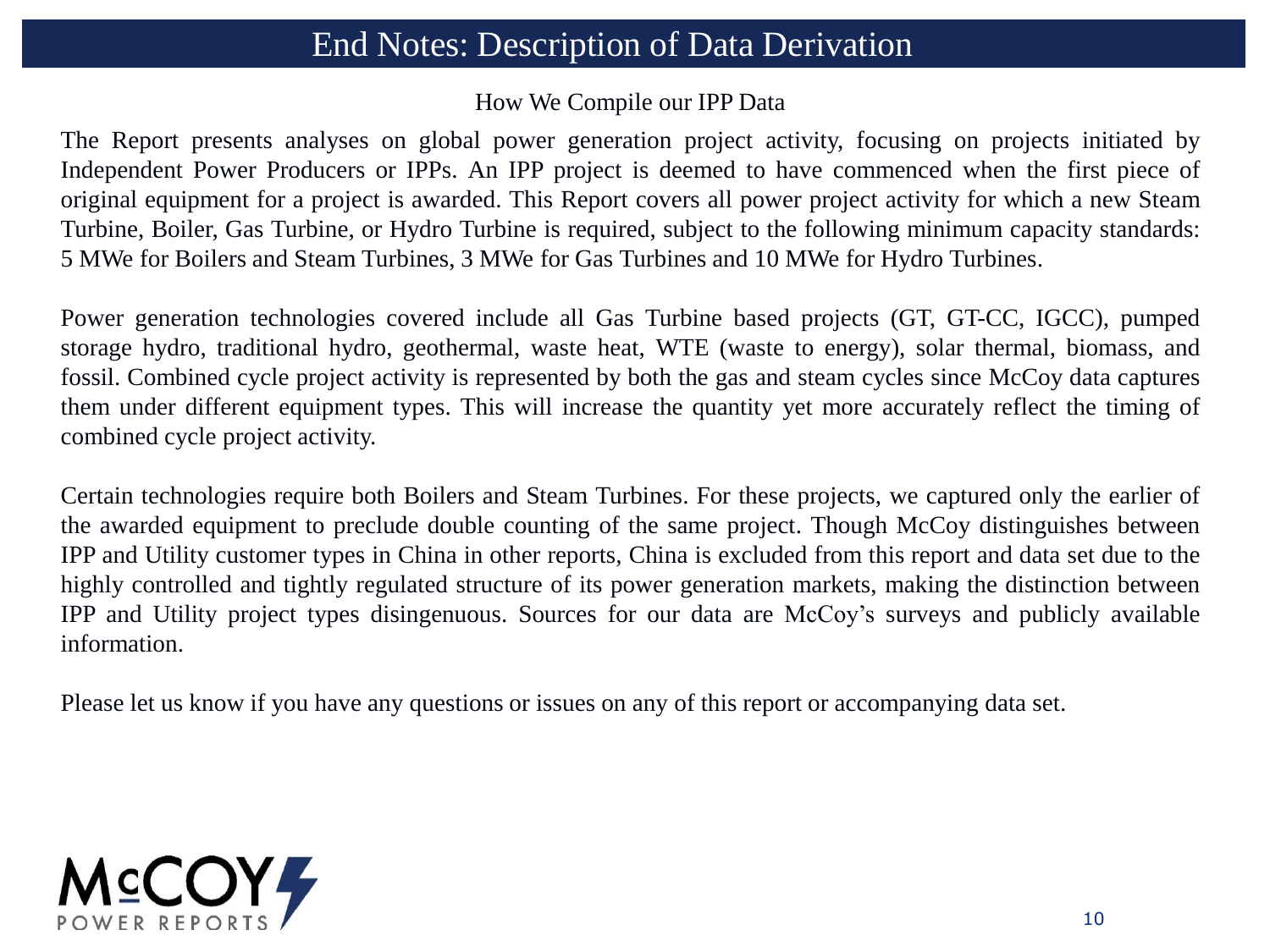# End Notes: Description of Data Derivation

## How We Compile our IPP Data

The Report presents analyses on global power generation project activity, focusing on projects initiated by Independent Power Producers or IPPs. An IPP project is deemed to have commenced when the first piece of original equipment for a project is awarded. This Report covers all power project activity for which a new Steam Turbine, Boiler, Gas Turbine, or Hydro Turbine is required, subject to the following minimum capacity standards: 5 MWe for Boilers and Steam Turbines, 3 MWe for Gas Turbines and 10 MWe for Hydro Turbines.

Power generation technologies covered include all Gas Turbine based projects (GT, GT-CC, IGCC), pumped storage hydro, traditional hydro, geothermal, waste heat, WTE (waste to energy), solar thermal, biomass, and fossil. Combined cycle project activity is represented by both the gas and steam cycles since McCoy data captures them under different equipment types. This will increase the quantity yet more accurately reflect the timing of combined cycle project activity.

Certain technologies require both Boilers and Steam Turbines. For these projects, we captured only the earlier of the awarded equipment to preclude double counting of the same project. Though McCoy distinguishes between IPP and Utility customer types in China in other reports, China is excluded from this report and data set due to the highly controlled and tightly regulated structure of its power generation markets, making the distinction between IPP and Utility project types disingenuous. Sources for our data are McCoy's surveys and publicly available information.

Please let us know if you have any questions or issues on any of this report or accompanying data set.

McCOY POWER REPORTS